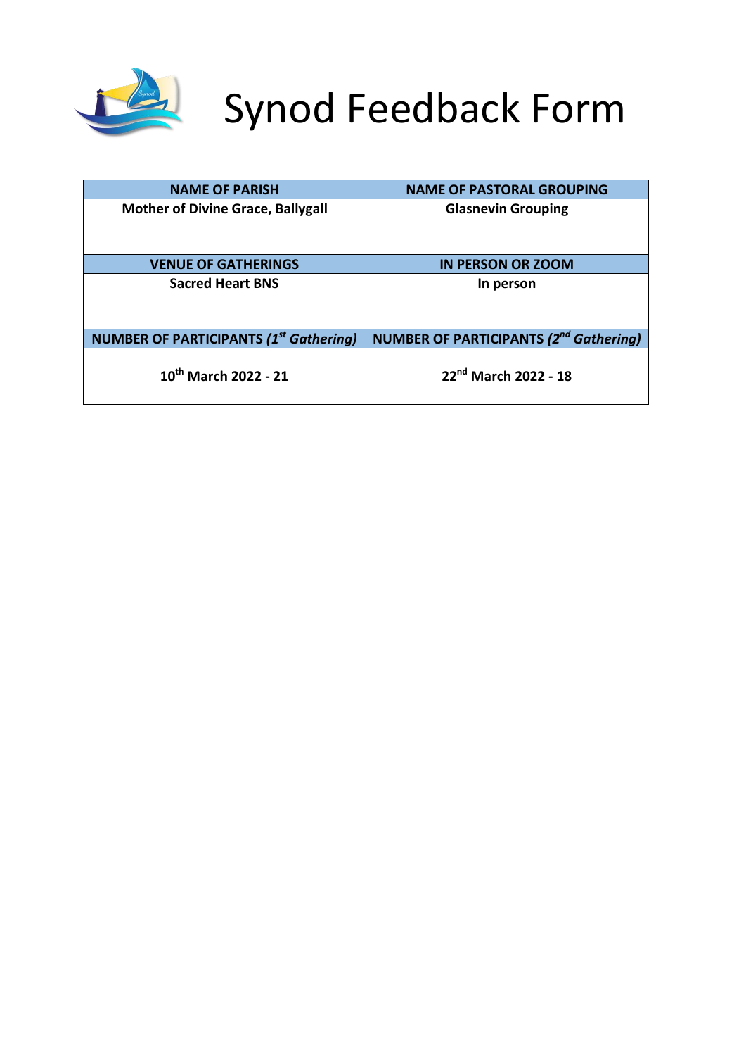# Synod Feedback Form

| NAME OF PARISH | NAME OF PASTORAL GROUPING |
|---|---|
| **Mother of Divine Grace, Ballygall** | **Glasnevin Grouping** |
| **VENUE OF GATHERINGS** | **IN PERSON OR ZOOM** |
| **Sacred Heart BNS** | **In person** |
| **NUMBER OF PARTICIPANTS (*1st Gathering*)** | **NUMBER OF PARTICIPANTS (*2nd Gathering*)** |
| **10th March 2022 - 21** | **22nd March 2022 - 18** |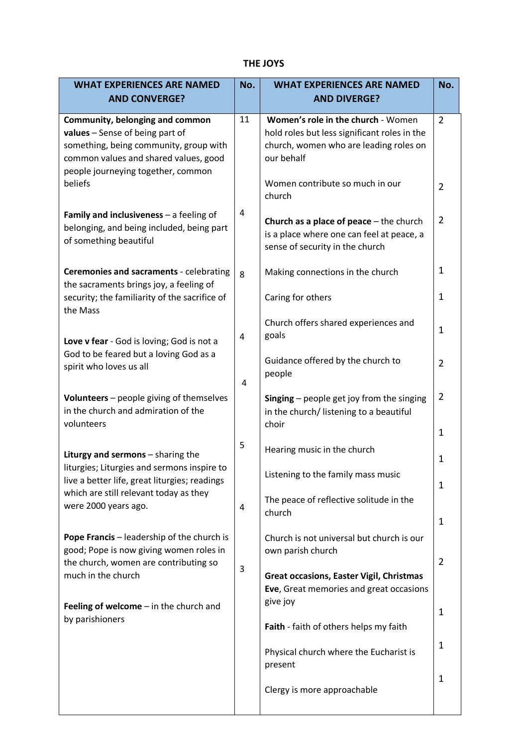**THE JOYS**

| WHAT EXPERIENCES ARE NAMED AND CONVERGE? | No. | WHAT EXPERIENCES ARE NAMED AND DIVERGE? | No. |
|---|---|---|---|
| **Community, belonging and common values** – Sense of being part of something, being community, group with common values and shared values, good people journeying together, common beliefs | 11 | **Women's role in the church** - Women hold roles but less significant roles in the church, women who are leading roles on our behalf | 2 |
| | | Women contribute so much in our church | 2 |
| **Family and inclusiveness** – a feeling of belonging, and being included, being part of something beautiful | 4 | **Church as a place of peace** – the church is a place where one can feel at peace, a sense of security in the church | 2 |
| **Ceremonies and sacraments** - celebrating the sacraments brings joy, a feeling of security; the familiarity of the sacrifice of the Mass | 8 | Making connections in the church | 1 |
| | | Caring for others | 1 |
| **Love v fear** - God is loving; God is not a God to be feared but a loving God as a spirit who loves us all | 4 | Church offers shared experiences and goals | 1 |
| | | Guidance offered by the church to people | 2 |
| **Volunteers** – people giving of themselves in the church and admiration of the volunteers | 4 | **Singing** – people get joy from the singing in the church/ listening to a beautiful choir | 2 |
| **Liturgy and sermons** – sharing the liturgies; Liturgies and sermons inspire to live a better life, great liturgies; readings which are still relevant today as they were 2000 years ago. | 5 | Hearing music in the church | 1 |
| | | Listening to the family mass music | 1 |
| **Pope Francis** – leadership of the church is good; Pope is now giving women roles in the church, women are contributing so much in the church | 4 | The peace of reflective solitude in the church | 1 |
| | | Church is not universal but church is our own parish church | 1 |
| **Feeling of welcome** – in the church and by parishioners | 3 | **Great occasions, Easter Vigil, Christmas Eve**, Great memories and great occasions give joy | 2 |
| | | **Faith** - faith of others helps my faith | 1 |
| | | Physical church where the Eucharist is present | 1 |
| | | Clergy is more approachable | 1 |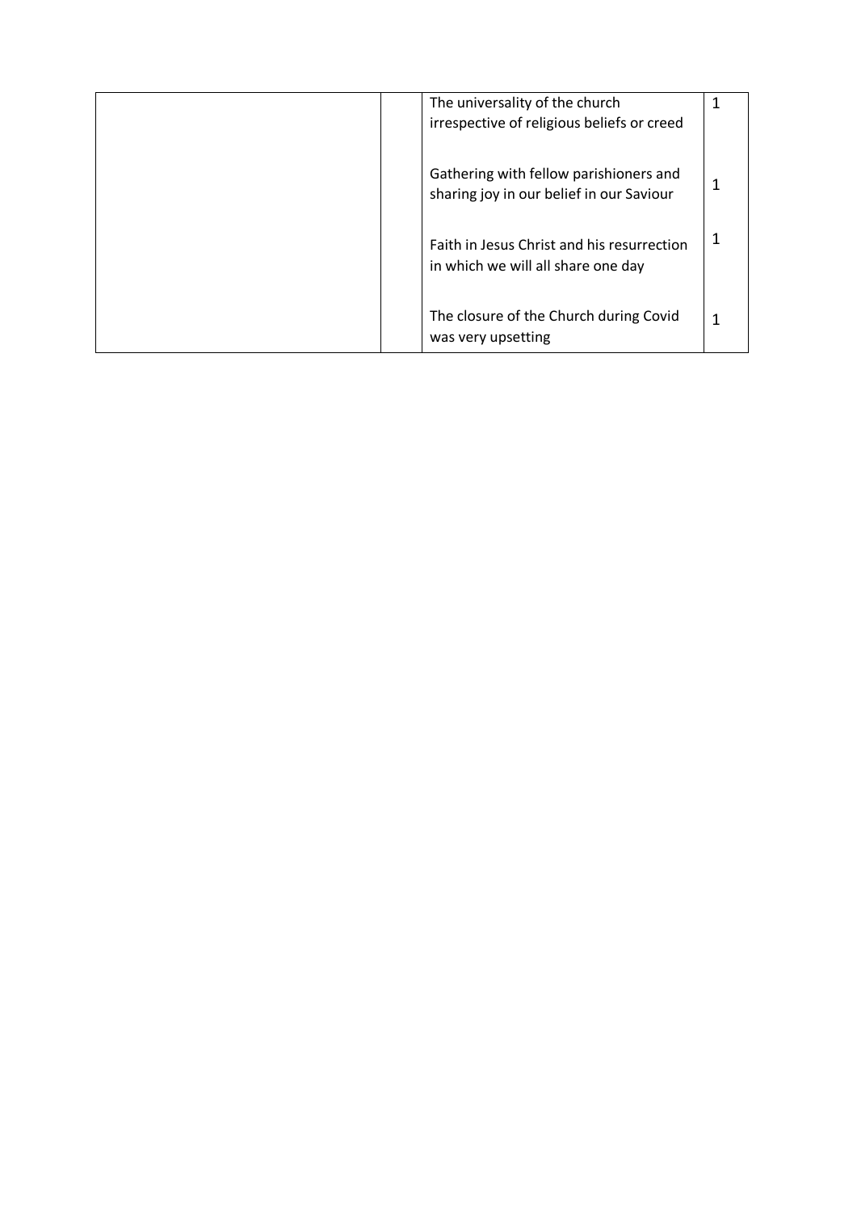| | | | |
|---|---|---|---|
| | | The universality of the church irrespective of religious beliefs or creed | 1 |
| | | Gathering with fellow parishioners and sharing joy in our belief in our Saviour | 1 |
| | | Faith in Jesus Christ and his resurrection in which we will all share one day | 1 |
| | | The closure of the Church during Covid was very upsetting | 1 |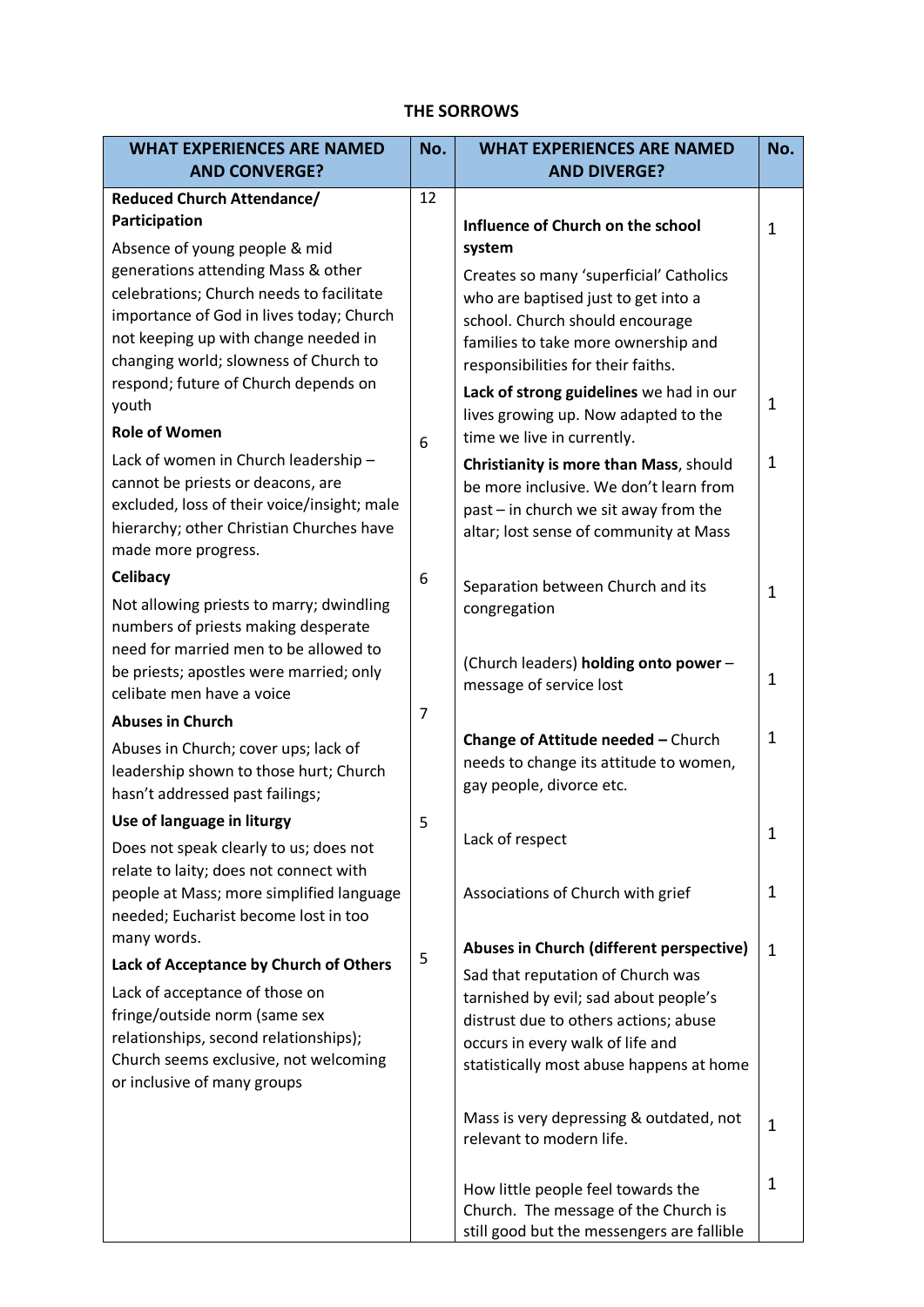# THE SORROWS

| WHAT EXPERIENCES ARE NAMED AND CONVERGE? | No. | WHAT EXPERIENCES ARE NAMED AND DIVERGE? | No. |
|---|---|---|---|
| **Reduced Church Attendance/ Participation**<br>Absence of young people & mid generations attending Mass & other celebrations; Church needs to facilitate importance of God in lives today; Church not keeping up with change needed in changing world; slowness of Church to respond; future of Church depends on youth | 12 | **Influence of Church on the school system**<br>Creates so many 'superficial' Catholics who are baptised just to get into a school. Church should encourage families to take more ownership and responsibilities for their faiths. | 1 |
| | | **Lack of strong guidelines** we had in our lives growing up. Now adapted to the time we live in currently. | 1 |
| **Role of Women**<br>Lack of women in Church leadership – cannot be priests or deacons, are excluded, loss of their voice/insight; male hierarchy; other Christian Churches have made more progress. | 6 | **Christianity is more than Mass**, should be more inclusive. We don't learn from past – in church we sit away from the altar; lost sense of community at Mass | 1 |
| **Celibacy**<br>Not allowing priests to marry; dwindling numbers of priests making desperate need for married men to be allowed to be priests; apostles were married; only celibate men have a voice | 6 | Separation between Church and its congregation | 1 |
| | | (Church leaders) **holding onto power** – message of service lost | 1 |
| **Abuses in Church**<br>Abuses in Church; cover ups; lack of leadership shown to those hurt; Church hasn't addressed past failings; | 7 | **Change of Attitude needed –** Church needs to change its attitude to women, gay people, divorce etc. | 1 |
| **Use of language in liturgy**<br>Does not speak clearly to us; does not relate to laity; does not connect with people at Mass; more simplified language needed; Eucharist become lost in too many words. | 5 | Lack of respect | 1 |
| | | Associations of Church with grief | 1 |
| **Lack of Acceptance by Church of Others**<br>Lack of acceptance of those on fringe/outside norm (same sex relationships, second relationships); Church seems exclusive, not welcoming or inclusive of many groups | 5 | **Abuses in Church (different perspective)**<br>Sad that reputation of Church was tarnished by evil; sad about people's distrust due to others actions; abuse occurs in every walk of life and statistically most abuse happens at home | 1 |
| | | Mass is very depressing & outdated, not relevant to modern life. | 1 |
| | | How little people feel towards the Church. The message of the Church is still good but the messengers are fallible | 1 |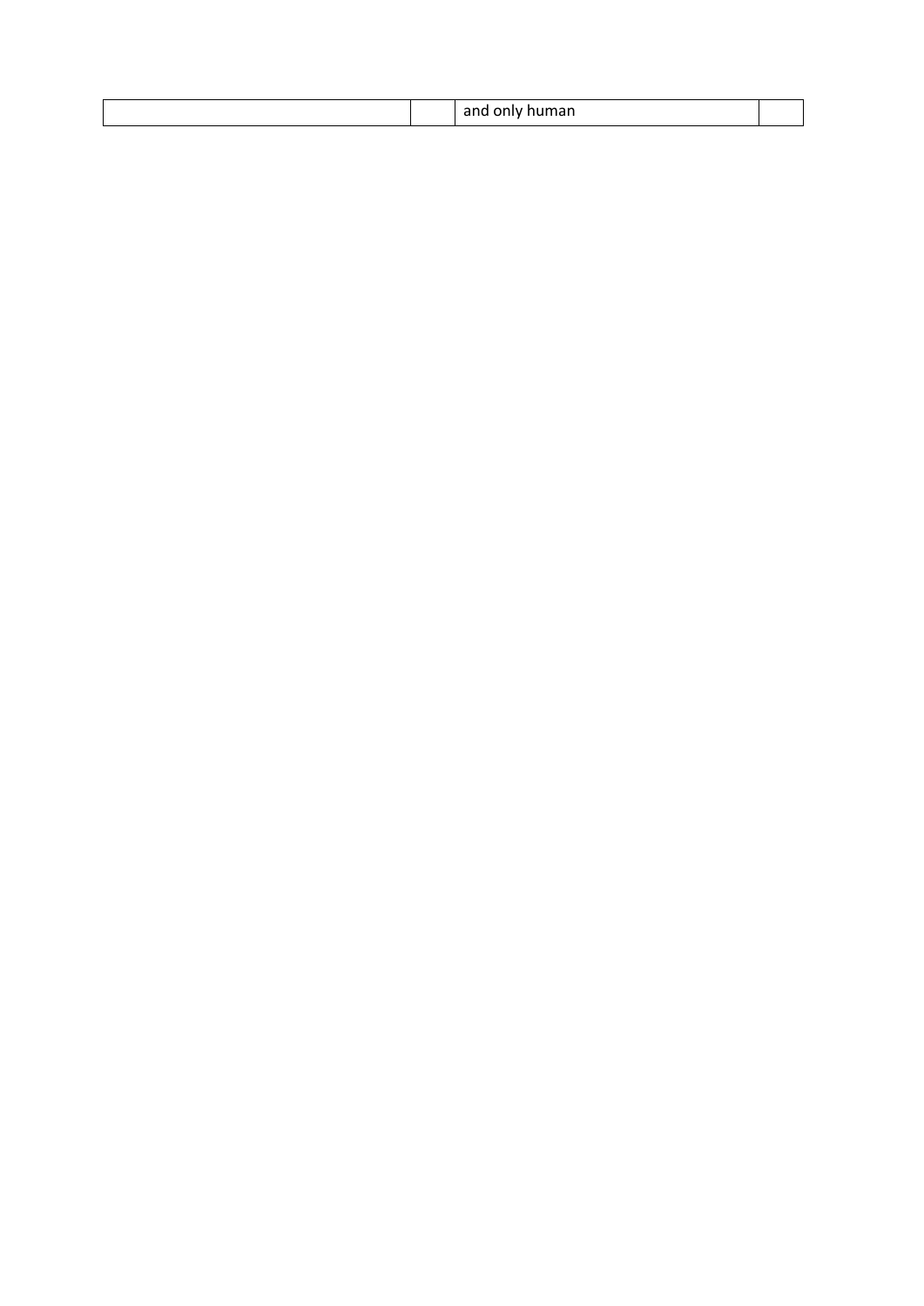| | | | |
|---|---|---|---|
| | | and only human | |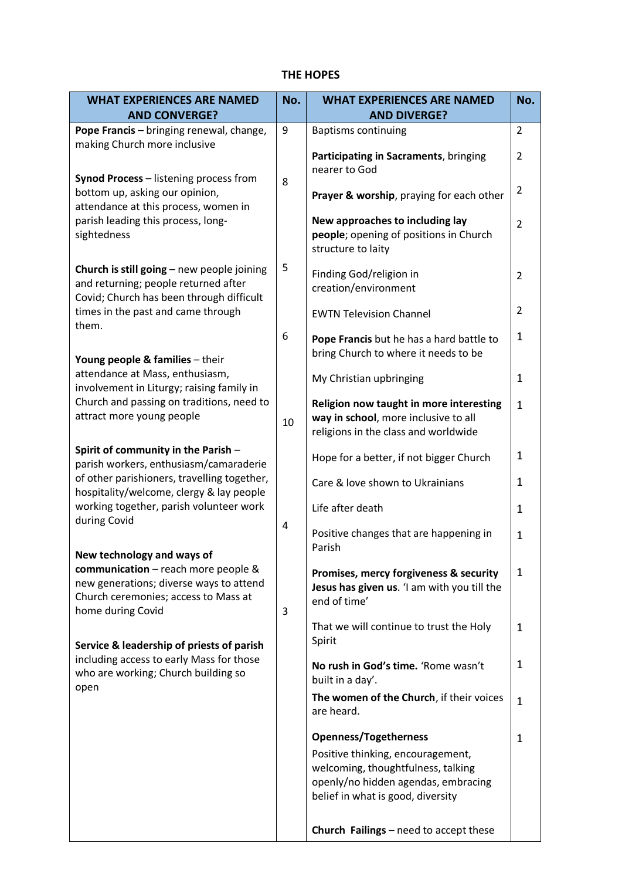## THE HOPES

| WHAT EXPERIENCES ARE NAMED AND CONVERGE? | No. | WHAT EXPERIENCES ARE NAMED AND DIVERGE? | No. |
|---|---|---|---|
| **Pope Francis** – bringing renewal, change, making Church more inclusive | 9 | Baptisms continuing | 2 |
| **Synod Process** – listening process from bottom up, asking our opinion, attendance at this process, women in parish leading this process, long-sightedness | 8 | **Participating in Sacraments**, bringing nearer to God | 2 |
| **Church is still going** – new people joining and returning; people returned after Covid; Church has been through difficult times in the past and came through them. | 5 | **Prayer & worship**, praying for each other | 2 |
| **Young people & families** – their attendance at Mass, enthusiasm, involvement in Liturgy; raising family in Church and passing on traditions, need to attract more young people | 6 | **New approaches to including lay people**; opening of positions in Church structure to laity | 2 |
| **Spirit of community in the Parish** – parish workers, enthusiasm/camaraderie of other parishioners, travelling together, hospitality/welcome, clergy & lay people working together, parish volunteer work during Covid | 10 | Finding God/religion in creation/environment | 2 |
| **New technology and ways of communication** – reach more people & new generations; diverse ways to attend Church ceremonies; access to Mass at home during Covid | 4 | EWTN Television Channel | 2 |
| **Service & leadership of priests of parish** including access to early Mass for those who are working; Church building so open | 3 | **Pope Francis** but he has a hard battle to bring Church to where it needs to be | 1 |
| | | My Christian upbringing | 1 |
| | | **Religion now taught in more interesting way in school**, more inclusive to all religions in the class and worldwide | 1 |
| | | Hope for a better, if not bigger Church | 1 |
| | | Care & love shown to Ukrainians | 1 |
| | | Life after death | 1 |
| | | Positive changes that are happening in Parish | 1 |
| | | **Promises, mercy forgiveness & security Jesus has given us**. 'I am with you till the end of time' | 1 |
| | | That we will continue to trust the Holy Spirit | 1 |
| | | **No rush in God's time.** 'Rome wasn't built in a day'. | 1 |
| | | **The women of the Church**, if their voices are heard. | 1 |
| | | **Openness/Togetherness** Positive thinking, encouragement, welcoming, thoughtfulness, talking openly/no hidden agendas, embracing belief in what is good, diversity | 1 |
| | | **Church Failings** – need to accept these | |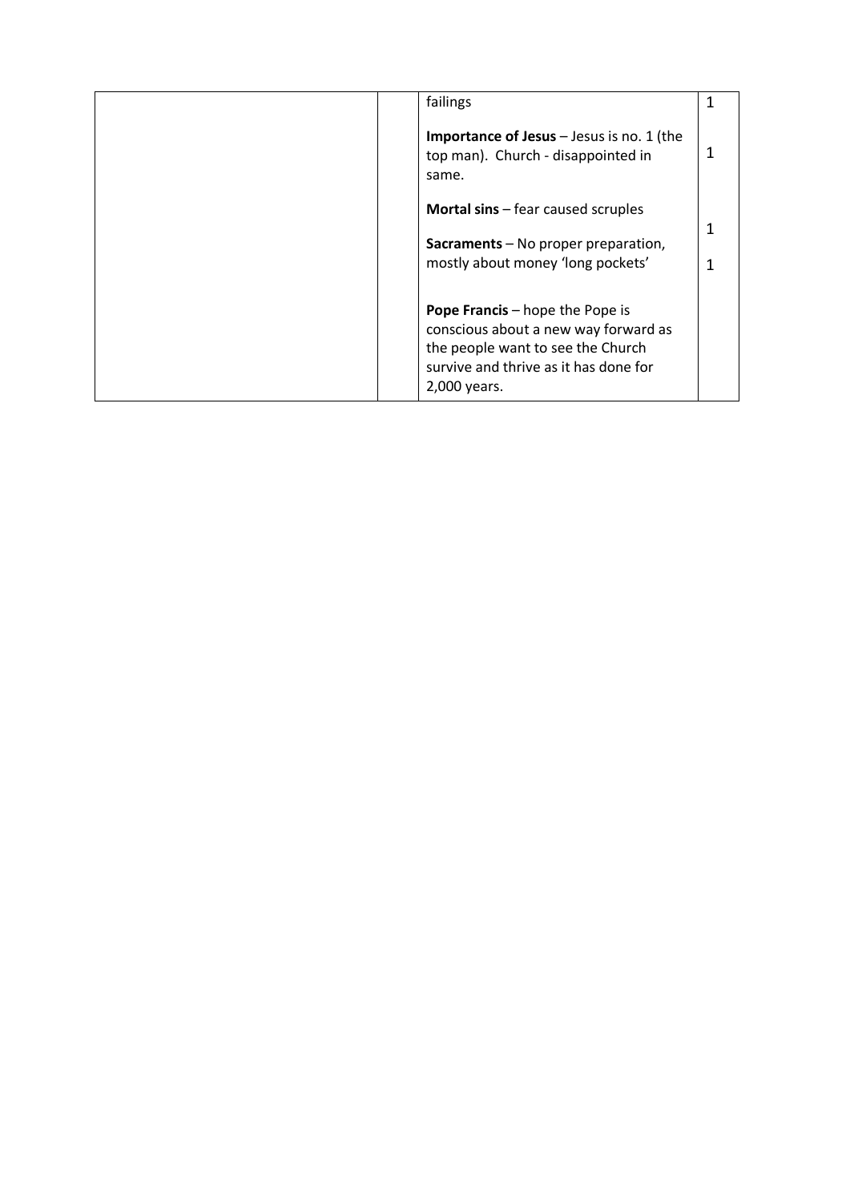| | | | |
|---|---|---|---|
| | | failings<br><br>**Importance of Jesus** – Jesus is no. 1 (the top man). Church - disappointed in same.<br><br>**Mortal sins** – fear caused scruples<br><br>**Sacraments** – No proper preparation, mostly about money 'long pockets'<br><br>**Pope Francis** – hope the Pope is conscious about a new way forward as the people want to see the Church survive and thrive as it has done for 2,000 years. | 1<br><br>1<br><br>1<br><br>1 |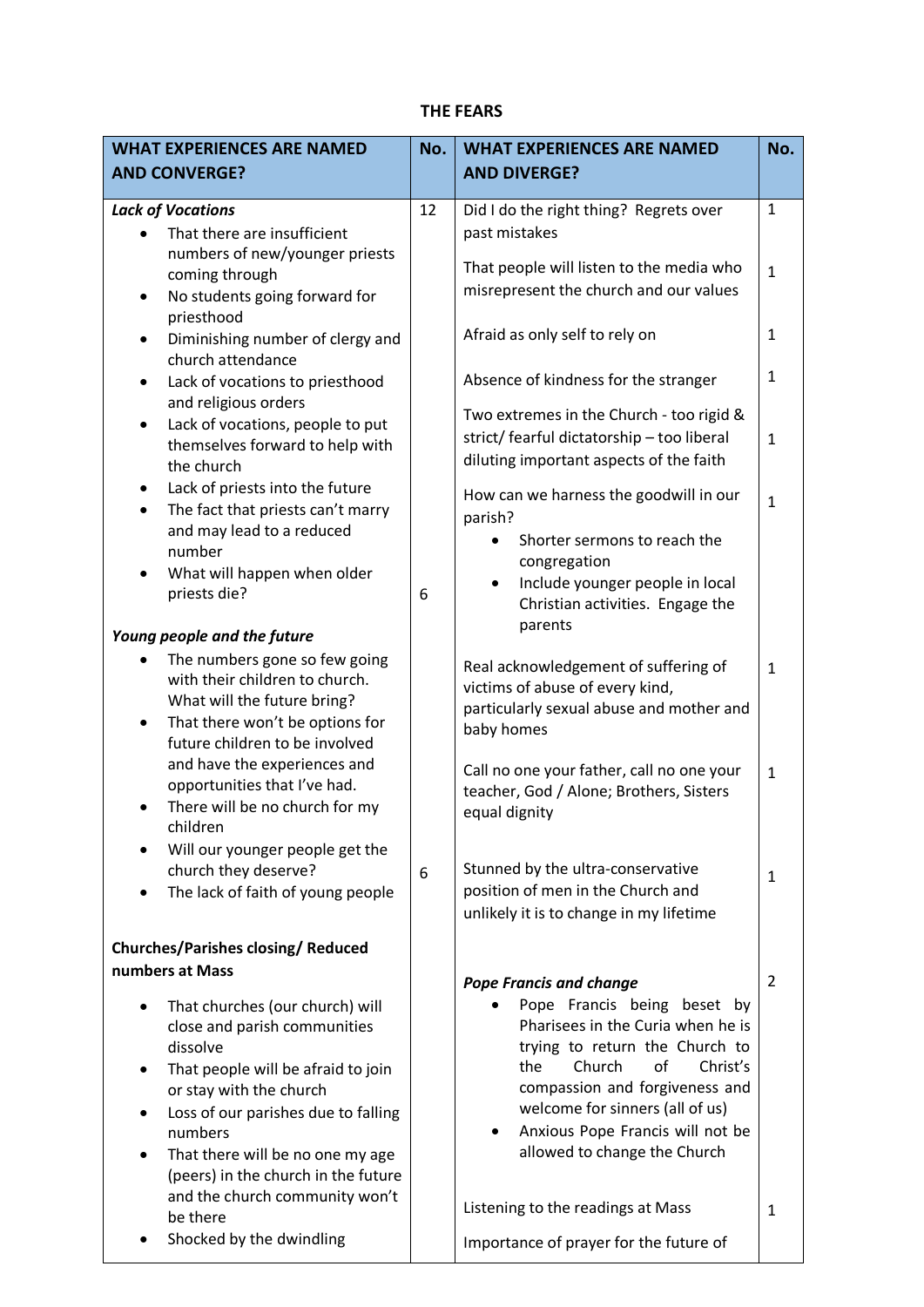### THE FEARS

| WHAT EXPERIENCES ARE NAMED AND CONVERGE? | No. | WHAT EXPERIENCES ARE NAMED AND DIVERGE? | No. |
|---|---|---|---|
| ***Lack of Vocations*** <br>• That there are insufficient numbers of new/younger priests coming through <br>• No students going forward for priesthood <br>• Diminishing number of clergy and church attendance <br>• Lack of vocations to priesthood and religious orders <br>• Lack of vocations, people to put themselves forward to help with the church <br>• Lack of priests into the future <br>• The fact that priests can't marry and may lead to a reduced number <br>• What will happen when older priests die? | 12 | Did I do the right thing? Regrets over past mistakes <br><br> That people will listen to the media who misrepresent the church and our values <br><br> Afraid as only self to rely on <br><br> Absence of kindness for the stranger <br><br> Two extremes in the Church - too rigid & strict/ fearful dictatorship – too liberal diluting important aspects of the faith <br><br> How can we harness the goodwill in our parish? <br>• Shorter sermons to reach the congregation <br>• Include younger people in local Christian activities. Engage the parents | 1 <br><br> 1 <br><br> 1 <br><br> 1 <br><br> 1 <br><br> 1 |
| ***Young people and the future*** <br>• The numbers gone so few going with their children to church. What will the future bring? <br>• That there won't be options for future children to be involved and have the experiences and opportunities that I've had. <br>• There will be no church for my children <br>• Will our younger people get the church they deserve? <br>• The lack of faith of young people | 6 | Real acknowledgement of suffering of victims of abuse of every kind, particularly sexual abuse and mother and baby homes <br><br> Call no one your father, call no one your teacher, God / Alone; Brothers, Sisters equal dignity <br><br> Stunned by the ultra-conservative position of men in the Church and unlikely it is to change in my lifetime | 1 <br><br> 1 <br><br> 1 |
| **Churches/Parishes closing/ Reduced numbers at Mass** <br>• That churches (our church) will close and parish communities dissolve <br>• That people will be afraid to join or stay with the church <br>• Loss of our parishes due to falling numbers <br>• That there will be no one my age (peers) in the church in the future and the church community won't be there <br>• Shocked by the dwindling | 6 | ***Pope Francis and change*** <br>• Pope Francis being beset by Pharisees in the Curia when he is trying to return the Church to the Church of Christ's compassion and forgiveness and welcome for sinners (all of us) <br>• Anxious Pope Francis will not be allowed to change the Church <br><br> Listening to the readings at Mass <br><br> Importance of prayer for the future of | 2 <br><br> 1 |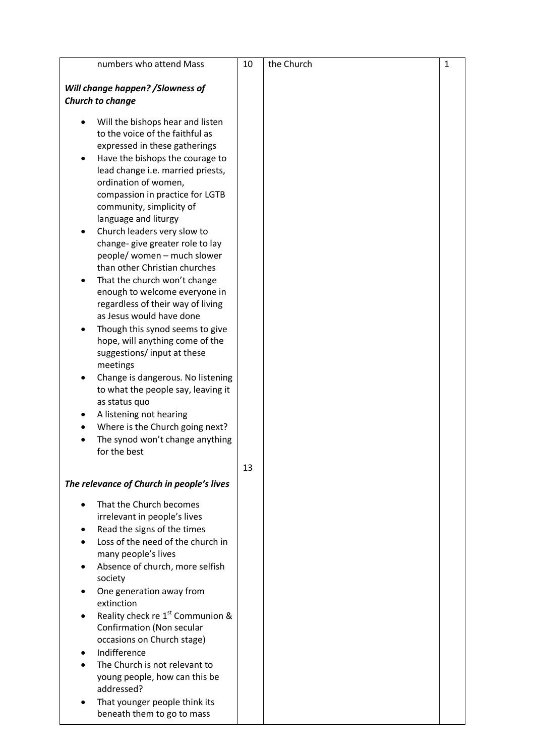| | | | |
|---|---|---|---|
| numbers who attend Mass<br><br>***Will change happen? /Slowness of Church to change***<br><br>• Will the bishops hear and listen to the voice of the faithful as expressed in these gatherings<br>• Have the bishops the courage to lead change i.e. married priests, ordination of women, compassion in practice for LGTB community, simplicity of language and liturgy<br>• Church leaders very slow to change- give greater role to lay people/ women – much slower than other Christian churches<br>• That the church won't change enough to welcome everyone in regardless of their way of living as Jesus would have done<br>• Though this synod seems to give hope, will anything come of the suggestions/ input at these meetings<br>• Change is dangerous. No listening to what the people say, leaving it as status quo<br>• A listening not hearing<br>• Where is the Church going next?<br>• The synod won't change anything for the best<br><br>***The relevance of Church in people's lives***<br><br>• That the Church becomes irrelevant in people's lives<br>• Read the signs of the times<br>• Loss of the need of the church in many people's lives<br>• Absence of church, more selfish society<br>• One generation away from extinction<br>• Reality check re 1st Communion & Confirmation (Non secular occasions on Church stage)<br>• Indifference<br>• The Church is not relevant to young people, how can this be addressed?<br>• That younger people think its beneath them to go to mass | 10<br><br>13 | the Church | 1 |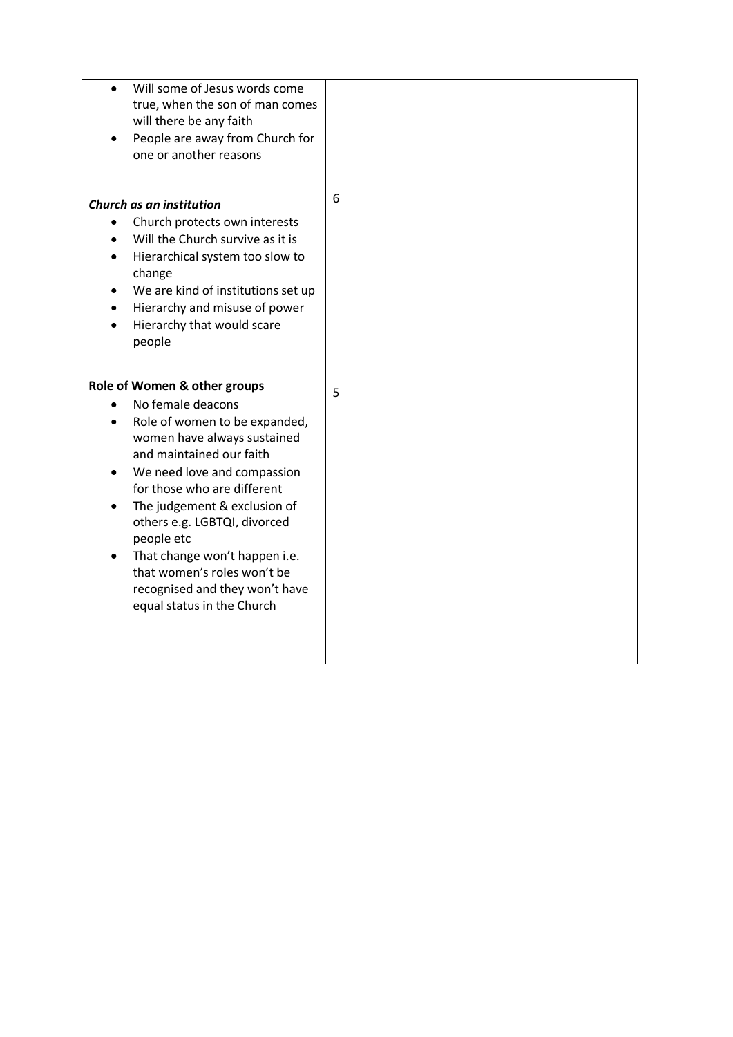| | | | |
|---|---|---|---|
| <ul><li>Will some of Jesus words come true, when the son of man comes will there be any faith</li><li>People are away from Church for one or another reasons</li></ul> | | | |
| ***Church as an institution***<ul><li>Church protects own interests</li><li>Will the Church survive as it is</li><li>Hierarchical system too slow to change</li><li>We are kind of institutions set up</li><li>Hierarchy and misuse of power</li><li>Hierarchy that would scare people</li></ul> | 6 | | |
| **Role of Women & other groups**<ul><li>No female deacons</li><li>Role of women to be expanded, women have always sustained and maintained our faith</li><li>We need love and compassion for those who are different</li><li>The judgement & exclusion of others e.g. LGBTQI, divorced people etc</li><li>That change won't happen i.e. that women's roles won't be recognised and they won't have equal status in the Church</li></ul> | 5 | | |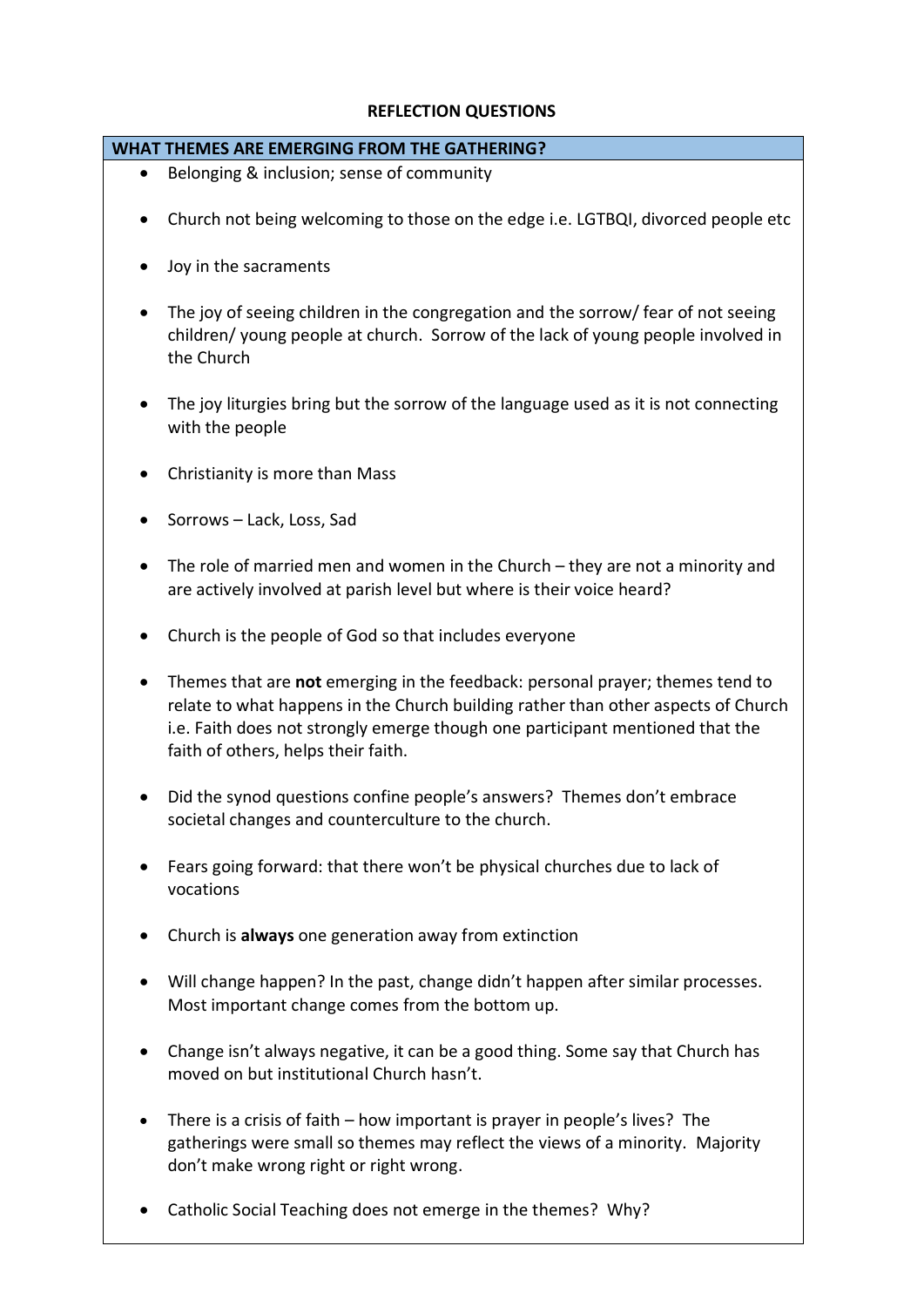**REFLECTION QUESTIONS**

| WHAT THEMES ARE EMERGING FROM THE GATHERING? |
|---|

- Belonging & inclusion; sense of community
- Church not being welcoming to those on the edge i.e. LGTBQI, divorced people etc
- Joy in the sacraments
- The joy of seeing children in the congregation and the sorrow/ fear of not seeing children/ young people at church. Sorrow of the lack of young people involved in the Church
- The joy liturgies bring but the sorrow of the language used as it is not connecting with the people
- Christianity is more than Mass
- Sorrows – Lack, Loss, Sad
- The role of married men and women in the Church – they are not a minority and are actively involved at parish level but where is their voice heard?
- Church is the people of God so that includes everyone
- Themes that are **not** emerging in the feedback: personal prayer; themes tend to relate to what happens in the Church building rather than other aspects of Church i.e. Faith does not strongly emerge though one participant mentioned that the faith of others, helps their faith.
- Did the synod questions confine people's answers? Themes don't embrace societal changes and counterculture to the church.
- Fears going forward: that there won't be physical churches due to lack of vocations
- Church is **always** one generation away from extinction
- Will change happen? In the past, change didn't happen after similar processes. Most important change comes from the bottom up.
- Change isn't always negative, it can be a good thing. Some say that Church has moved on but institutional Church hasn't.
- There is a crisis of faith – how important is prayer in people's lives? The gatherings were small so themes may reflect the views of a minority. Majority don't make wrong right or right wrong.
- Catholic Social Teaching does not emerge in the themes? Why?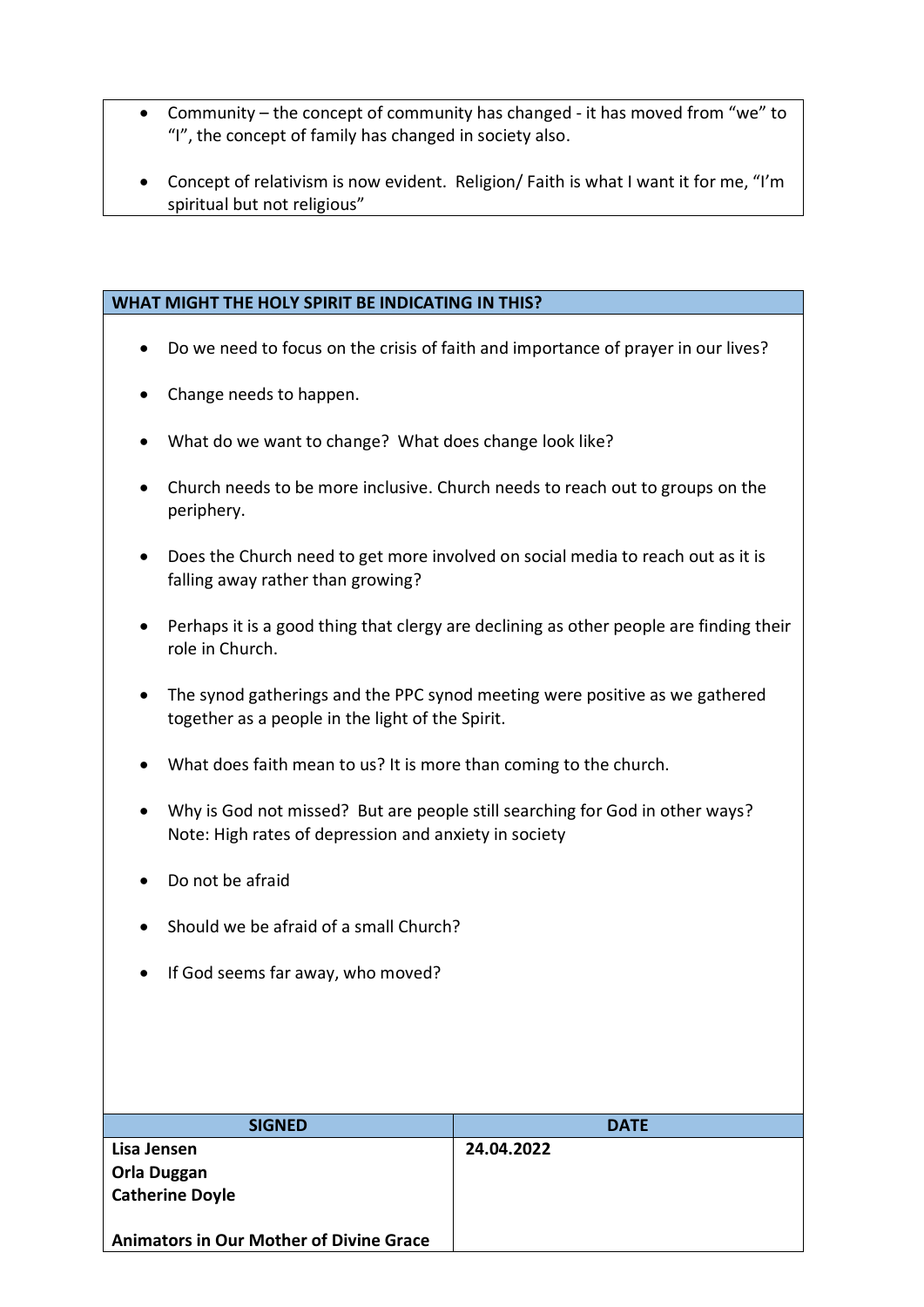- Community – the concept of community has changed - it has moved from "we" to "I", the concept of family has changed in society also.
- Concept of relativism is now evident. Religion/ Faith is what I want it for me, "I'm spiritual but not religious"

## WHAT MIGHT THE HOLY SPIRIT BE INDICATING IN THIS?

- Do we need to focus on the crisis of faith and importance of prayer in our lives?
- Change needs to happen.
- What do we want to change? What does change look like?
- Church needs to be more inclusive. Church needs to reach out to groups on the periphery.
- Does the Church need to get more involved on social media to reach out as it is falling away rather than growing?
- Perhaps it is a good thing that clergy are declining as other people are finding their role in Church.
- The synod gatherings and the PPC synod meeting were positive as we gathered together as a people in the light of the Spirit.
- What does faith mean to us? It is more than coming to the church.
- Why is God not missed? But are people still searching for God in other ways? Note: High rates of depression and anxiety in society
- Do not be afraid
- Should we be afraid of a small Church?
- If God seems far away, who moved?

| SIGNED | DATE |
|---|---|
| **Lisa Jensen**<br>**Orla Duggan**<br>**Catherine Doyle**<br><br>**Animators in Our Mother of Divine Grace** | **24.04.2022** |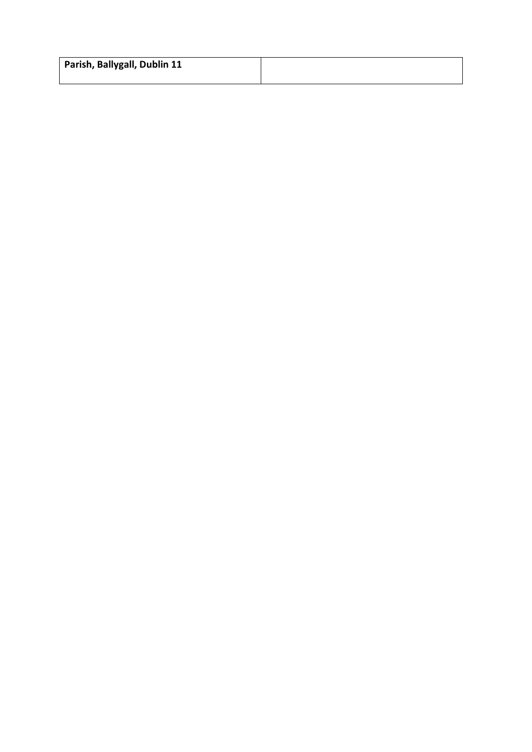| | |
|---|---|
| **Parish, Ballygall, Dublin 11** | |